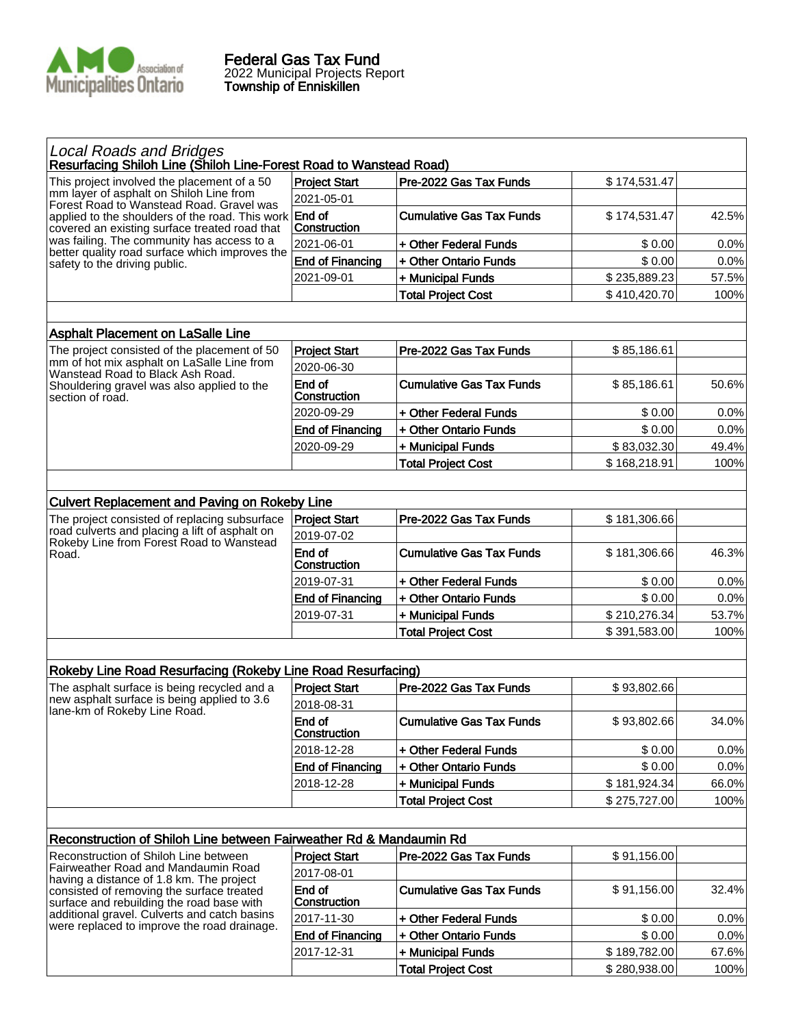# Federal Gas Tax Fund

2022 Municipal Projects Report

**Township of Enniskillen**

## *Local Roads and Bridges*

### Resurfacing Shiloh Line (Shiloh Line-Forest Road to Wanstead Road)

| Description | Dates | | Funding | Amount | % |
|---|---|---|---|---|---|
| This project involved the placement of a 50 mm layer of asphalt on Shiloh Line from Forest Road to Wanstead Road. Gravel was applied to the shoulders of the road. This work covered an existing surface treated road that was failing. The community has access to a better quality road surface which improves the safety to the driving public. | **Project Start** | 2021-05-01 | **Pre-2022 Gas Tax Funds** | $ 174,531.47 | |
| | **End of Construction** | 2021-06-01 | **Cumulative Gas Tax Funds** | $ 174,531.47 | 42.5% |
| | **End of Financing** | 2021-09-01 | **+ Other Federal Funds** | $ 0.00 | 0.0% |
| | | | **+ Other Ontario Funds** | $ 0.00 | 0.0% |
| | | | **+ Municipal Funds** | $ 235,889.23 | 57.5% |
| | | | **Total Project Cost** | $ 410,420.70 | 100% |

### Asphalt Placement on LaSalle Line

| Description | Dates | | Funding | Amount | % |
|---|---|---|---|---|---|
| The project consisted of the placement of 50 mm of hot mix asphalt on LaSalle Line from Wanstead Road to Black Ash Road. Shouldering gravel was also applied to the section of road. | **Project Start** | 2020-06-30 | **Pre-2022 Gas Tax Funds** | $ 85,186.61 | |
| | **End of Construction** | 2020-09-29 | **Cumulative Gas Tax Funds** | $ 85,186.61 | 50.6% |
| | **End of Financing** | 2020-09-29 | **+ Other Federal Funds** | $ 0.00 | 0.0% |
| | | | **+ Other Ontario Funds** | $ 0.00 | 0.0% |
| | | | **+ Municipal Funds** | $ 83,032.30 | 49.4% |
| | | | **Total Project Cost** | $ 168,218.91 | 100% |

### Culvert Replacement and Paving on Rokeby Line

| Description | Dates | | Funding | Amount | % |
|---|---|---|---|---|---|
| The project consisted of replacing subsurface road culverts and placing a lift of asphalt on Rokeby Line from Forest Road to Wanstead Road. | **Project Start** | 2019-07-02 | **Pre-2022 Gas Tax Funds** | $ 181,306.66 | |
| | **End of Construction** | 2019-07-31 | **Cumulative Gas Tax Funds** | $ 181,306.66 | 46.3% |
| | **End of Financing** | 2019-07-31 | **+ Other Federal Funds** | $ 0.00 | 0.0% |
| | | | **+ Other Ontario Funds** | $ 0.00 | 0.0% |
| | | | **+ Municipal Funds** | $ 210,276.34 | 53.7% |
| | | | **Total Project Cost** | $ 391,583.00 | 100% |

### Rokeby Line Road Resurfacing (Rokeby Line Road Resurfacing)

| Description | Dates | | Funding | Amount | % |
|---|---|---|---|---|---|
| The asphalt surface is being recycled and a new asphalt surface is being applied to 3.6 lane-km of Rokeby Line Road. | **Project Start** | 2018-08-31 | **Pre-2022 Gas Tax Funds** | $ 93,802.66 | |
| | **End of Construction** | 2018-12-28 | **Cumulative Gas Tax Funds** | $ 93,802.66 | 34.0% |
| | **End of Financing** | 2018-12-28 | **+ Other Federal Funds** | $ 0.00 | 0.0% |
| | | | **+ Other Ontario Funds** | $ 0.00 | 0.0% |
| | | | **+ Municipal Funds** | $ 181,924.34 | 66.0% |
| | | | **Total Project Cost** | $ 275,727.00 | 100% |

### Reconstruction of Shiloh Line between Fairweather Rd & Mandaumin Rd

| Description | Dates | | Funding | Amount | % |
|---|---|---|---|---|---|
| Reconstruction of Shiloh Line between Fairweather Road and Mandaumin Road having a distance of 1.8 km. The project consisted of removing the surface treated surface and rebuilding the road base with additional gravel. Culverts and catch basins were replaced to improve the road drainage. | **Project Start** | 2017-08-01 | **Pre-2022 Gas Tax Funds** | $ 91,156.00 | |
| | **End of Construction** | 2017-11-30 | **Cumulative Gas Tax Funds** | $ 91,156.00 | 32.4% |
| | **End of Financing** | 2017-12-31 | **+ Other Federal Funds** | $ 0.00 | 0.0% |
| | | | **+ Other Ontario Funds** | $ 0.00 | 0.0% |
| | | | **+ Municipal Funds** | $ 189,782.00 | 67.6% |
| | | | **Total Project Cost** | $ 280,938.00 | 100% |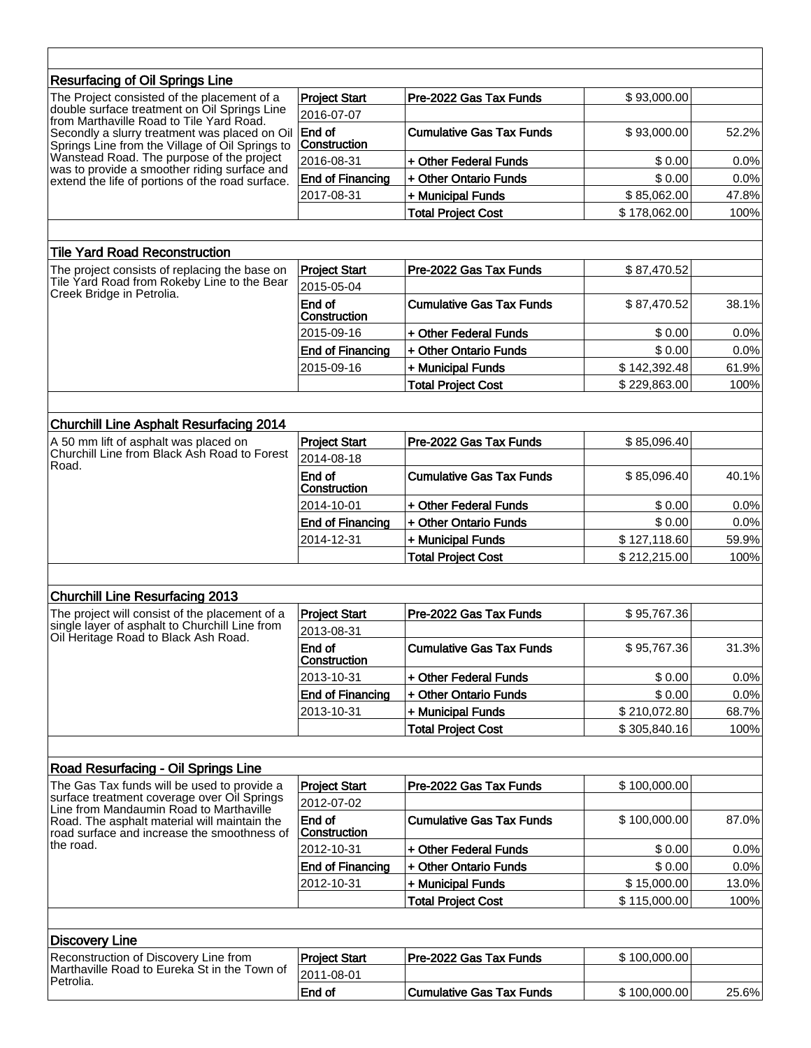### Resurfacing of Oil Springs Line

| Description | | | | |
|---|---|---|---|---|
| The Project consisted of the placement of a double surface treatment on Oil Springs Line from Marthaville Road to Tile Yard Road. Secondly a slurry treatment was placed on Oil Springs Line from the Village of Oil Springs to Wanstead Road. The purpose of the project was to provide a smoother riding surface and extend the life of portions of the road surface. | **Project Start** | **Pre-2022 Gas Tax Funds** | $ 93,000.00 | |
| | 2016-07-07 | | | |
| | **End of Construction** | **Cumulative Gas Tax Funds** | $ 93,000.00 | 52.2% |
| | 2016-08-31 | **+ Other Federal Funds** | $ 0.00 | 0.0% |
| | **End of Financing** | **+ Other Ontario Funds** | $ 0.00 | 0.0% |
| | 2017-08-31 | **+ Municipal Funds** | $ 85,062.00 | 47.8% |
| | | **Total Project Cost** | $ 178,062.00 | 100% |

### Tile Yard Road Reconstruction

| Description | | | | |
|---|---|---|---|---|
| The project consists of replacing the base on Tile Yard Road from Rokeby Line to the Bear Creek Bridge in Petrolia. | **Project Start** | **Pre-2022 Gas Tax Funds** | $ 87,470.52 | |
| | 2015-05-04 | | | |
| | **End of Construction** | **Cumulative Gas Tax Funds** | $ 87,470.52 | 38.1% |
| | 2015-09-16 | **+ Other Federal Funds** | $ 0.00 | 0.0% |
| | **End of Financing** | **+ Other Ontario Funds** | $ 0.00 | 0.0% |
| | 2015-09-16 | **+ Municipal Funds** | $ 142,392.48 | 61.9% |
| | | **Total Project Cost** | $ 229,863.00 | 100% |

### Churchill Line Asphalt Resurfacing 2014

| Description | | | | |
|---|---|---|---|---|
| A 50 mm lift of asphalt was placed on Churchill Line from Black Ash Road to Forest Road. | **Project Start** | **Pre-2022 Gas Tax Funds** | $ 85,096.40 | |
| | 2014-08-18 | | | |
| | **End of Construction** | **Cumulative Gas Tax Funds** | $ 85,096.40 | 40.1% |
| | 2014-10-01 | **+ Other Federal Funds** | $ 0.00 | 0.0% |
| | **End of Financing** | **+ Other Ontario Funds** | $ 0.00 | 0.0% |
| | 2014-12-31 | **+ Municipal Funds** | $ 127,118.60 | 59.9% |
| | | **Total Project Cost** | $ 212,215.00 | 100% |

### Churchill Line Resurfacing 2013

| Description | | | | |
|---|---|---|---|---|
| The project will consist of the placement of a single layer of asphalt to Churchill Line from Oil Heritage Road to Black Ash Road. | **Project Start** | **Pre-2022 Gas Tax Funds** | $ 95,767.36 | |
| | 2013-08-31 | | | |
| | **End of Construction** | **Cumulative Gas Tax Funds** | $ 95,767.36 | 31.3% |
| | 2013-10-31 | **+ Other Federal Funds** | $ 0.00 | 0.0% |
| | **End of Financing** | **+ Other Ontario Funds** | $ 0.00 | 0.0% |
| | 2013-10-31 | **+ Municipal Funds** | $ 210,072.80 | 68.7% |
| | | **Total Project Cost** | $ 305,840.16 | 100% |

### Road Resurfacing - Oil Springs Line

| Description | | | | |
|---|---|---|---|---|
| The Gas Tax funds will be used to provide a surface treatment coverage over Oil Springs Line from Mandaumin Road to Marthaville Road. The asphalt material will maintain the road surface and increase the smoothness of the road. | **Project Start** | **Pre-2022 Gas Tax Funds** | $ 100,000.00 | |
| | 2012-07-02 | | | |
| | **End of Construction** | **Cumulative Gas Tax Funds** | $ 100,000.00 | 87.0% |
| | 2012-10-31 | **+ Other Federal Funds** | $ 0.00 | 0.0% |
| | **End of Financing** | **+ Other Ontario Funds** | $ 0.00 | 0.0% |
| | 2012-10-31 | **+ Municipal Funds** | $ 15,000.00 | 13.0% |
| | | **Total Project Cost** | $ 115,000.00 | 100% |

### Discovery Line

| Description | | | | |
|---|---|---|---|---|
| Reconstruction of Discovery Line from Marthaville Road to Eureka St in the Town of Petrolia. | **Project Start** | **Pre-2022 Gas Tax Funds** | $ 100,000.00 | |
| | 2011-08-01 | | | |
| | **End of** | **Cumulative Gas Tax Funds** | $ 100,000.00 | 25.6% |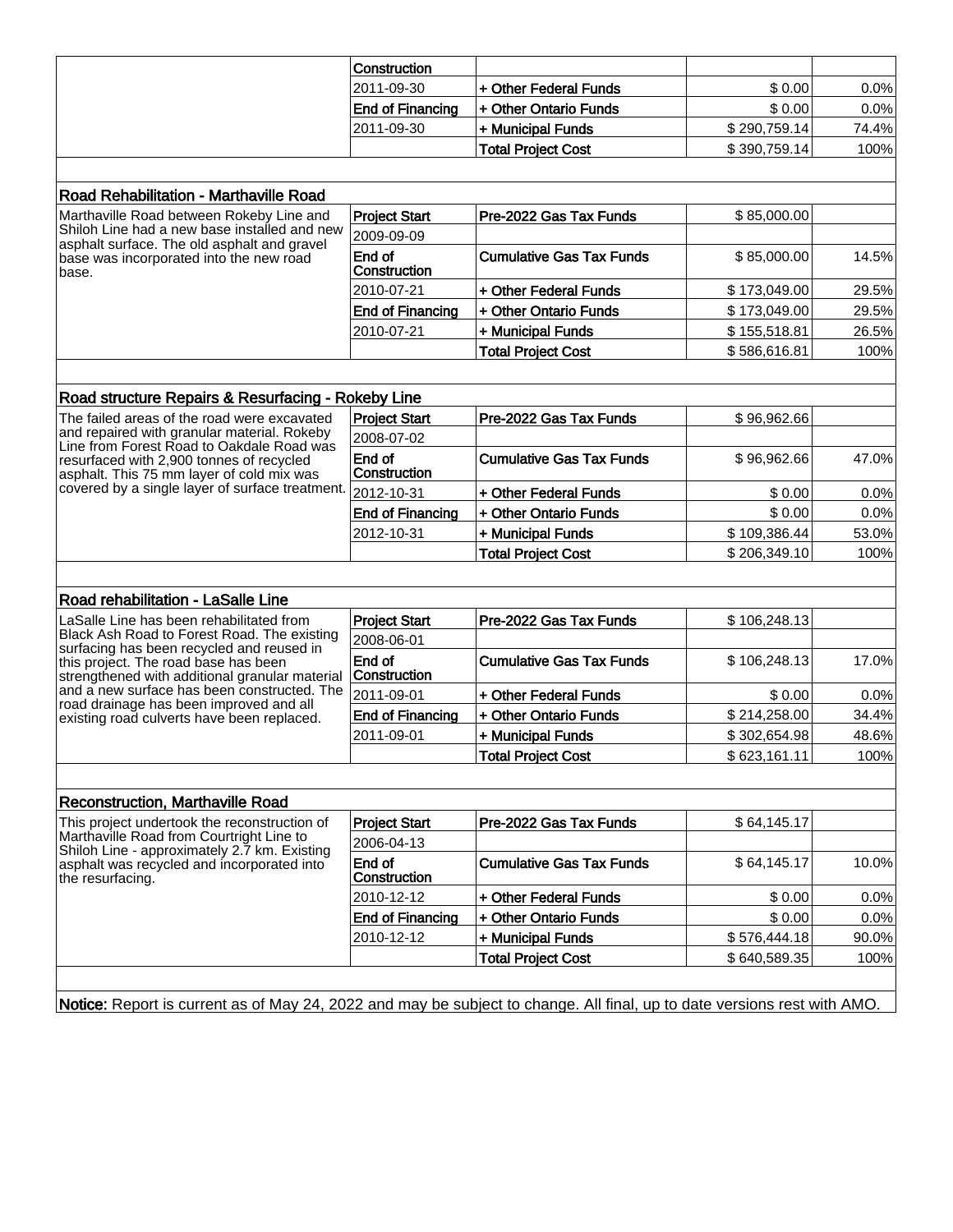| | | | | |
|---|---|---|---|---|
| | Construction | | | |
| | 2011-09-30 | + Other Federal Funds | $ 0.00 | 0.0% |
| | End of Financing | + Other Ontario Funds | $ 0.00 | 0.0% |
| | 2011-09-30 | + Municipal Funds | $ 290,759.14 | 74.4% |
| | | Total Project Cost | $ 390,759.14 | 100% |

### Road Rehabilitation - Marthaville Road

| | | | | |
|---|---|---|---|---|
| Marthaville Road between Rokeby Line and Shiloh Line had a new base installed and new asphalt surface. The old asphalt and gravel base was incorporated into the new road base. | Project Start | Pre-2022 Gas Tax Funds | $ 85,000.00 | |
| | 2009-09-09 | | | |
| | End of Construction | Cumulative Gas Tax Funds | $ 85,000.00 | 14.5% |
| | 2010-07-21 | + Other Federal Funds | $ 173,049.00 | 29.5% |
| | End of Financing | + Other Ontario Funds | $ 173,049.00 | 29.5% |
| | 2010-07-21 | + Municipal Funds | $ 155,518.81 | 26.5% |
| | | Total Project Cost | $ 586,616.81 | 100% |

### Road structure Repairs & Resurfacing - Rokeby Line

| | | | | |
|---|---|---|---|---|
| The failed areas of the road were excavated and repaired with granular material. Rokeby Line from Forest Road to Oakdale Road was resurfaced with 2,900 tonnes of recycled asphalt. This 75 mm layer of cold mix was covered by a single layer of surface treatment. | Project Start | Pre-2022 Gas Tax Funds | $ 96,962.66 | |
| | 2008-07-02 | | | |
| | End of Construction | Cumulative Gas Tax Funds | $ 96,962.66 | 47.0% |
| | 2012-10-31 | + Other Federal Funds | $ 0.00 | 0.0% |
| | End of Financing | + Other Ontario Funds | $ 0.00 | 0.0% |
| | 2012-10-31 | + Municipal Funds | $ 109,386.44 | 53.0% |
| | | Total Project Cost | $ 206,349.10 | 100% |

### Road rehabilitation - LaSalle Line

| | | | | |
|---|---|---|---|---|
| LaSalle Line has been rehabilitated from Black Ash Road to Forest Road. The existing surfacing has been recycled and reused in this project. The road base has been strengthened with additional granular material and a new surface has been constructed. The road drainage has been improved and all existing road culverts have been replaced. | Project Start | Pre-2022 Gas Tax Funds | $ 106,248.13 | |
| | 2008-06-01 | | | |
| | End of Construction | Cumulative Gas Tax Funds | $ 106,248.13 | 17.0% |
| | 2011-09-01 | + Other Federal Funds | $ 0.00 | 0.0% |
| | End of Financing | + Other Ontario Funds | $ 214,258.00 | 34.4% |
| | 2011-09-01 | + Municipal Funds | $ 302,654.98 | 48.6% |
| | | Total Project Cost | $ 623,161.11 | 100% |

### Reconstruction, Marthaville Road

| | | | | |
|---|---|---|---|---|
| This project undertook the reconstruction of Marthaville Road from Courtright Line to Shiloh Line - approximately 2.7 km. Existing asphalt was recycled and incorporated into the resurfacing. | Project Start | Pre-2022 Gas Tax Funds | $ 64,145.17 | |
| | 2006-04-13 | | | |
| | End of Construction | Cumulative Gas Tax Funds | $ 64,145.17 | 10.0% |
| | 2010-12-12 | + Other Federal Funds | $ 0.00 | 0.0% |
| | End of Financing | + Other Ontario Funds | $ 0.00 | 0.0% |
| | 2010-12-12 | + Municipal Funds | $ 576,444.18 | 90.0% |
| | | Total Project Cost | $ 640,589.35 | 100% |

**Notice:** Report is current as of May 24, 2022 and may be subject to change. All final, up to date versions rest with AMO.